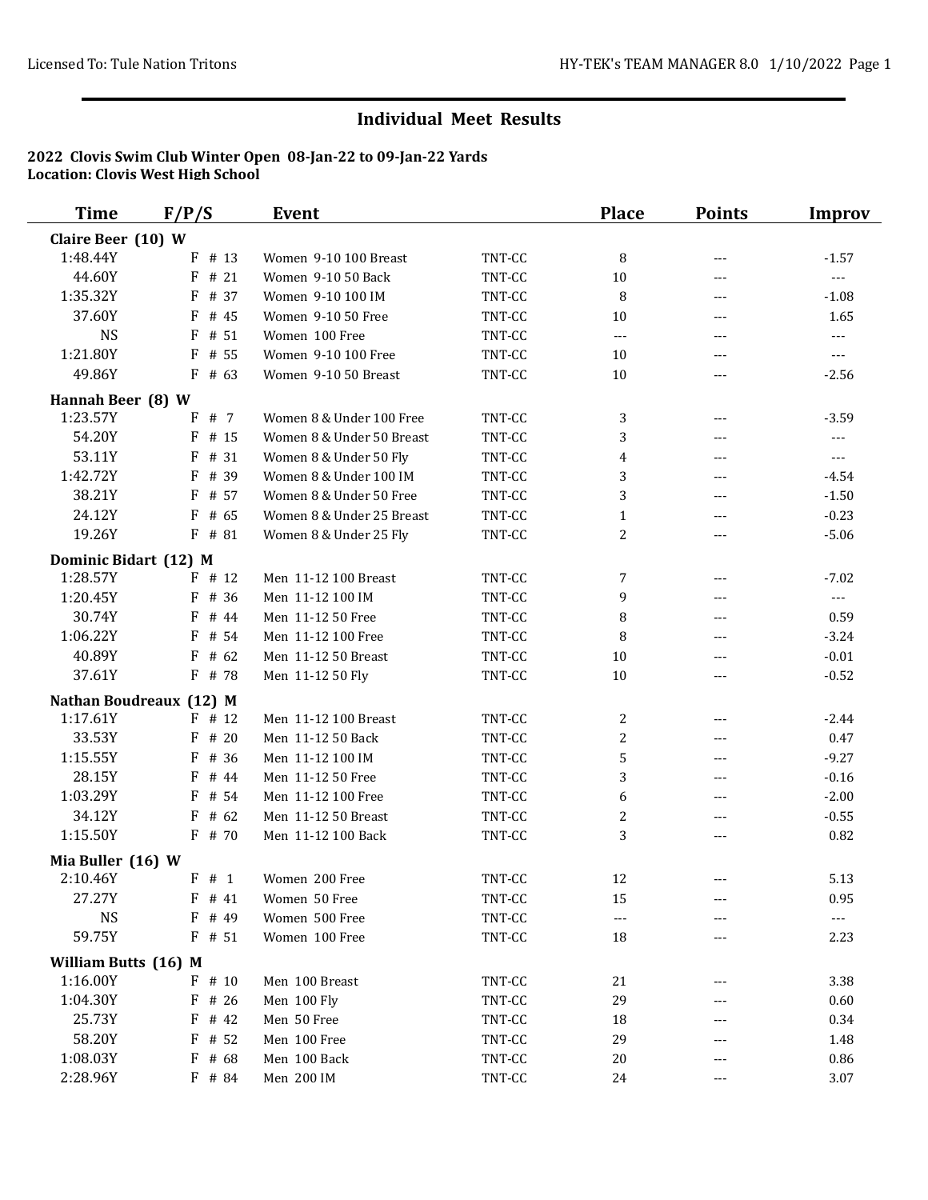## Individual Meet Results

**2022 Clovis Swim Club Winter Open 08-Jan-22 to 09-Jan-22 Yards**
**Location: Clovis West High School**

| Time | F/P/S | Event | | Place | Points | Improv |
|---|---|---|---|---|---|---|
| **Claire Beer (10) W** | | | | | | |
| 1:48.44Y | F # 13 | Women 9-10 100 Breast | TNT-CC | 8 | --- | -1.57 |
| 44.60Y | F # 21 | Women 9-10 50 Back | TNT-CC | 10 | --- | --- |
| 1:35.32Y | F # 37 | Women 9-10 100 IM | TNT-CC | 8 | --- | -1.08 |
| 37.60Y | F # 45 | Women 9-10 50 Free | TNT-CC | 10 | --- | 1.65 |
| NS | F # 51 | Women 100 Free | TNT-CC | --- | --- | --- |
| 1:21.80Y | F # 55 | Women 9-10 100 Free | TNT-CC | 10 | --- | --- |
| 49.86Y | F # 63 | Women 9-10 50 Breast | TNT-CC | 10 | --- | -2.56 |
| **Hannah Beer (8) W** | | | | | | |
| 1:23.57Y | F # 7 | Women 8 & Under 100 Free | TNT-CC | 3 | --- | -3.59 |
| 54.20Y | F # 15 | Women 8 & Under 50 Breast | TNT-CC | 3 | --- | --- |
| 53.11Y | F # 31 | Women 8 & Under 50 Fly | TNT-CC | 4 | --- | --- |
| 1:42.72Y | F # 39 | Women 8 & Under 100 IM | TNT-CC | 3 | --- | -4.54 |
| 38.21Y | F # 57 | Women 8 & Under 50 Free | TNT-CC | 3 | --- | -1.50 |
| 24.12Y | F # 65 | Women 8 & Under 25 Breast | TNT-CC | 1 | --- | -0.23 |
| 19.26Y | F # 81 | Women 8 & Under 25 Fly | TNT-CC | 2 | --- | -5.06 |
| **Dominic Bidart (12) M** | | | | | | |
| 1:28.57Y | F # 12 | Men 11-12 100 Breast | TNT-CC | 7 | --- | -7.02 |
| 1:20.45Y | F # 36 | Men 11-12 100 IM | TNT-CC | 9 | --- | --- |
| 30.74Y | F # 44 | Men 11-12 50 Free | TNT-CC | 8 | --- | 0.59 |
| 1:06.22Y | F # 54 | Men 11-12 100 Free | TNT-CC | 8 | --- | -3.24 |
| 40.89Y | F # 62 | Men 11-12 50 Breast | TNT-CC | 10 | --- | -0.01 |
| 37.61Y | F # 78 | Men 11-12 50 Fly | TNT-CC | 10 | --- | -0.52 |
| **Nathan Boudreaux (12) M** | | | | | | |
| 1:17.61Y | F # 12 | Men 11-12 100 Breast | TNT-CC | 2 | --- | -2.44 |
| 33.53Y | F # 20 | Men 11-12 50 Back | TNT-CC | 2 | --- | 0.47 |
| 1:15.55Y | F # 36 | Men 11-12 100 IM | TNT-CC | 5 | --- | -9.27 |
| 28.15Y | F # 44 | Men 11-12 50 Free | TNT-CC | 3 | --- | -0.16 |
| 1:03.29Y | F # 54 | Men 11-12 100 Free | TNT-CC | 6 | --- | -2.00 |
| 34.12Y | F # 62 | Men 11-12 50 Breast | TNT-CC | 2 | --- | -0.55 |
| 1:15.50Y | F # 70 | Men 11-12 100 Back | TNT-CC | 3 | --- | 0.82 |
| **Mia Buller (16) W** | | | | | | |
| 2:10.46Y | F # 1 | Women 200 Free | TNT-CC | 12 | --- | 5.13 |
| 27.27Y | F # 41 | Women 50 Free | TNT-CC | 15 | --- | 0.95 |
| NS | F # 49 | Women 500 Free | TNT-CC | --- | --- | --- |
| 59.75Y | F # 51 | Women 100 Free | TNT-CC | 18 | --- | 2.23 |
| **William Butts (16) M** | | | | | | |
| 1:16.00Y | F # 10 | Men 100 Breast | TNT-CC | 21 | --- | 3.38 |
| 1:04.30Y | F # 26 | Men 100 Fly | TNT-CC | 29 | --- | 0.60 |
| 25.73Y | F # 42 | Men 50 Free | TNT-CC | 18 | --- | 0.34 |
| 58.20Y | F # 52 | Men 100 Free | TNT-CC | 29 | --- | 1.48 |
| 1:08.03Y | F # 68 | Men 100 Back | TNT-CC | 20 | --- | 0.86 |
| 2:28.96Y | F # 84 | Men 200 IM | TNT-CC | 24 | --- | 3.07 |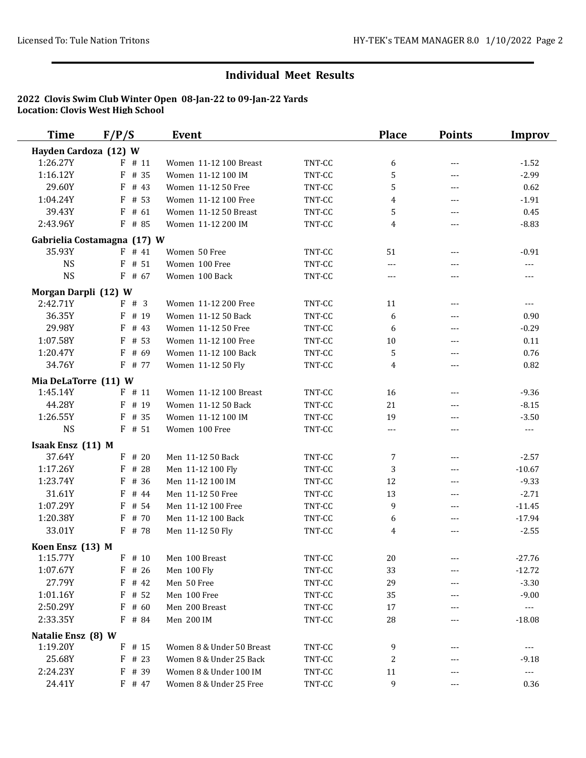## Individual Meet Results

**2022 Clovis Swim Club Winter Open 08-Jan-22 to 09-Jan-22 Yards**
**Location: Clovis West High School**

| Time | F/P/S | Event | | Place | Points | Improv |
|---|---|---|---|---|---|---|
| **Hayden Cardoza (12) W** | | | | | | |
| 1:26.27Y | F # 11 | Women 11-12 100 Breast | TNT-CC | 6 | --- | -1.52 |
| 1:16.12Y | F # 35 | Women 11-12 100 IM | TNT-CC | 5 | --- | -2.99 |
| 29.60Y | F # 43 | Women 11-12 50 Free | TNT-CC | 5 | --- | 0.62 |
| 1:04.24Y | F # 53 | Women 11-12 100 Free | TNT-CC | 4 | --- | -1.91 |
| 39.43Y | F # 61 | Women 11-12 50 Breast | TNT-CC | 5 | --- | 0.45 |
| 2:43.96Y | F # 85 | Women 11-12 200 IM | TNT-CC | 4 | --- | -8.83 |
| **Gabrielia Costamagna (17) W** | | | | | | |
| 35.93Y | F # 41 | Women 50 Free | TNT-CC | 51 | --- | -0.91 |
| NS | F # 51 | Women 100 Free | TNT-CC | --- | --- | --- |
| NS | F # 67 | Women 100 Back | TNT-CC | --- | --- | --- |
| **Morgan Darpli (12) W** | | | | | | |
| 2:42.71Y | F # 3 | Women 11-12 200 Free | TNT-CC | 11 | --- | --- |
| 36.35Y | F # 19 | Women 11-12 50 Back | TNT-CC | 6 | --- | 0.90 |
| 29.98Y | F # 43 | Women 11-12 50 Free | TNT-CC | 6 | --- | -0.29 |
| 1:07.58Y | F # 53 | Women 11-12 100 Free | TNT-CC | 10 | --- | 0.11 |
| 1:20.47Y | F # 69 | Women 11-12 100 Back | TNT-CC | 5 | --- | 0.76 |
| 34.76Y | F # 77 | Women 11-12 50 Fly | TNT-CC | 4 | --- | 0.82 |
| **Mia DeLaTorre (11) W** | | | | | | |
| 1:45.14Y | F # 11 | Women 11-12 100 Breast | TNT-CC | 16 | --- | -9.36 |
| 44.28Y | F # 19 | Women 11-12 50 Back | TNT-CC | 21 | --- | -8.15 |
| 1:26.55Y | F # 35 | Women 11-12 100 IM | TNT-CC | 19 | --- | -3.50 |
| NS | F # 51 | Women 100 Free | TNT-CC | --- | --- | --- |
| **Isaak Ensz (11) M** | | | | | | |
| 37.64Y | F # 20 | Men 11-12 50 Back | TNT-CC | 7 | --- | -2.57 |
| 1:17.26Y | F # 28 | Men 11-12 100 Fly | TNT-CC | 3 | --- | -10.67 |
| 1:23.74Y | F # 36 | Men 11-12 100 IM | TNT-CC | 12 | --- | -9.33 |
| 31.61Y | F # 44 | Men 11-12 50 Free | TNT-CC | 13 | --- | -2.71 |
| 1:07.29Y | F # 54 | Men 11-12 100 Free | TNT-CC | 9 | --- | -11.45 |
| 1:20.38Y | F # 70 | Men 11-12 100 Back | TNT-CC | 6 | --- | -17.94 |
| 33.01Y | F # 78 | Men 11-12 50 Fly | TNT-CC | 4 | --- | -2.55 |
| **Koen Ensz (13) M** | | | | | | |
| 1:15.77Y | F # 10 | Men 100 Breast | TNT-CC | 20 | --- | -27.76 |
| 1:07.67Y | F # 26 | Men 100 Fly | TNT-CC | 33 | --- | -12.72 |
| 27.79Y | F # 42 | Men 50 Free | TNT-CC | 29 | --- | -3.30 |
| 1:01.16Y | F # 52 | Men 100 Free | TNT-CC | 35 | --- | -9.00 |
| 2:50.29Y | F # 60 | Men 200 Breast | TNT-CC | 17 | --- | --- |
| 2:33.35Y | F # 84 | Men 200 IM | TNT-CC | 28 | --- | -18.08 |
| **Natalie Ensz (8) W** | | | | | | |
| 1:19.20Y | F # 15 | Women 8 & Under 50 Breast | TNT-CC | 9 | --- | --- |
| 25.68Y | F # 23 | Women 8 & Under 25 Back | TNT-CC | 2 | --- | -9.18 |
| 2:24.23Y | F # 39 | Women 8 & Under 100 IM | TNT-CC | 11 | --- | --- |
| 24.41Y | F # 47 | Women 8 & Under 25 Free | TNT-CC | 9 | --- | 0.36 |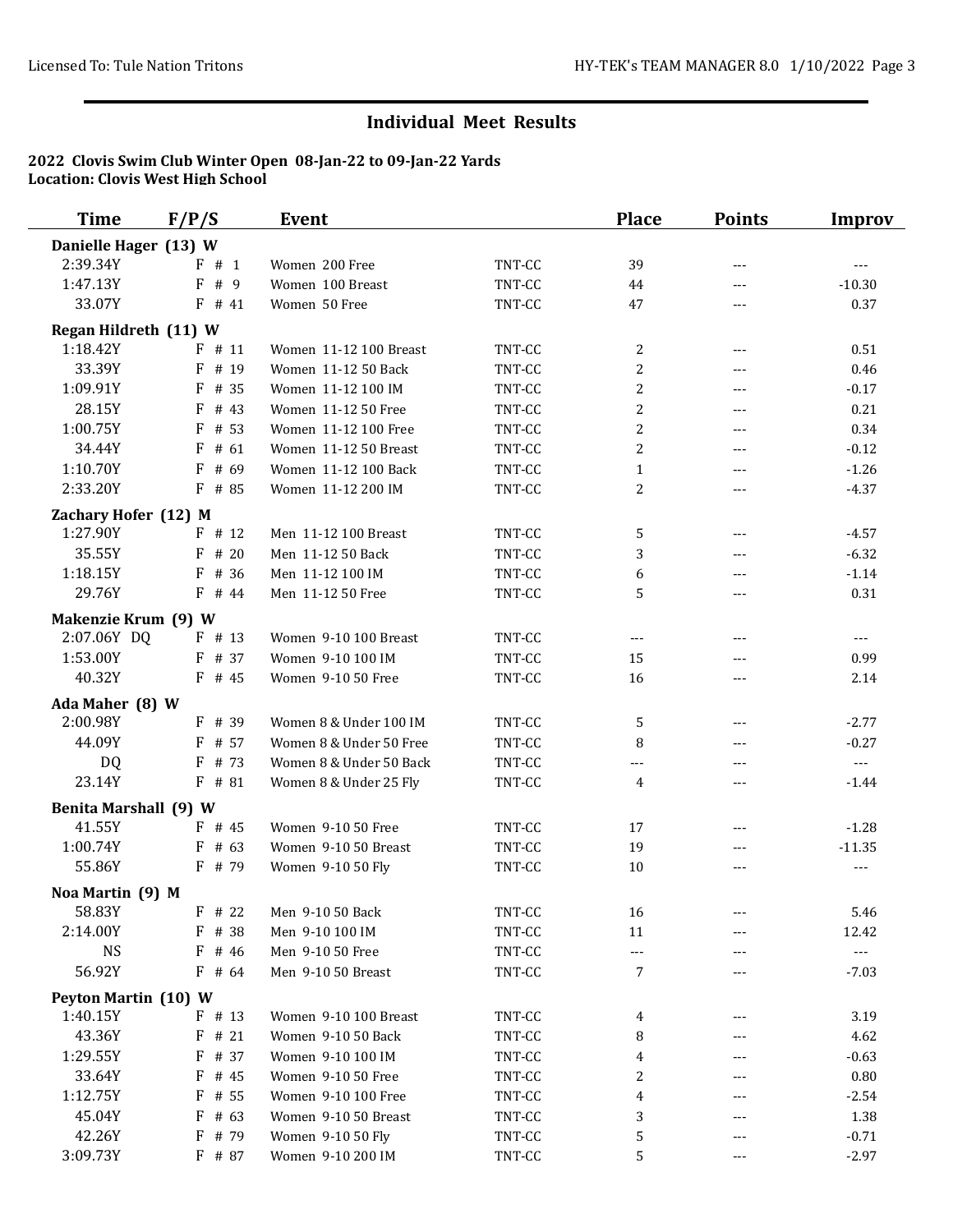## Individual Meet Results

**2022 Clovis Swim Club Winter Open 08-Jan-22 to 09-Jan-22 Yards**
**Location: Clovis West High School**

| Time | F/P/S | Event | | Place | Points | Improv |
|---|---|---|---|---|---|---|
| **Danielle Hager (13) W** | | | | | | |
| 2:39.34Y | F # 1 | Women 200 Free | TNT-CC | 39 | --- | --- |
| 1:47.13Y | F # 9 | Women 100 Breast | TNT-CC | 44 | --- | -10.30 |
| 33.07Y | F # 41 | Women 50 Free | TNT-CC | 47 | --- | 0.37 |
| **Regan Hildreth (11) W** | | | | | | |
| 1:18.42Y | F # 11 | Women 11-12 100 Breast | TNT-CC | 2 | --- | 0.51 |
| 33.39Y | F # 19 | Women 11-12 50 Back | TNT-CC | 2 | --- | 0.46 |
| 1:09.91Y | F # 35 | Women 11-12 100 IM | TNT-CC | 2 | --- | -0.17 |
| 28.15Y | F # 43 | Women 11-12 50 Free | TNT-CC | 2 | --- | 0.21 |
| 1:00.75Y | F # 53 | Women 11-12 100 Free | TNT-CC | 2 | --- | 0.34 |
| 34.44Y | F # 61 | Women 11-12 50 Breast | TNT-CC | 2 | --- | -0.12 |
| 1:10.70Y | F # 69 | Women 11-12 100 Back | TNT-CC | 1 | --- | -1.26 |
| 2:33.20Y | F # 85 | Women 11-12 200 IM | TNT-CC | 2 | --- | -4.37 |
| **Zachary Hofer (12) M** | | | | | | |
| 1:27.90Y | F # 12 | Men 11-12 100 Breast | TNT-CC | 5 | --- | -4.57 |
| 35.55Y | F # 20 | Men 11-12 50 Back | TNT-CC | 3 | --- | -6.32 |
| 1:18.15Y | F # 36 | Men 11-12 100 IM | TNT-CC | 6 | --- | -1.14 |
| 29.76Y | F # 44 | Men 11-12 50 Free | TNT-CC | 5 | --- | 0.31 |
| **Makenzie Krum (9) W** | | | | | | |
| 2:07.06Y DQ | F # 13 | Women 9-10 100 Breast | TNT-CC | --- | --- | --- |
| 1:53.00Y | F # 37 | Women 9-10 100 IM | TNT-CC | 15 | --- | 0.99 |
| 40.32Y | F # 45 | Women 9-10 50 Free | TNT-CC | 16 | --- | 2.14 |
| **Ada Maher (8) W** | | | | | | |
| 2:00.98Y | F # 39 | Women 8 & Under 100 IM | TNT-CC | 5 | --- | -2.77 |
| 44.09Y | F # 57 | Women 8 & Under 50 Free | TNT-CC | 8 | --- | -0.27 |
| DQ | F # 73 | Women 8 & Under 50 Back | TNT-CC | --- | --- | --- |
| 23.14Y | F # 81 | Women 8 & Under 25 Fly | TNT-CC | 4 | --- | -1.44 |
| **Benita Marshall (9) W** | | | | | | |
| 41.55Y | F # 45 | Women 9-10 50 Free | TNT-CC | 17 | --- | -1.28 |
| 1:00.74Y | F # 63 | Women 9-10 50 Breast | TNT-CC | 19 | --- | -11.35 |
| 55.86Y | F # 79 | Women 9-10 50 Fly | TNT-CC | 10 | --- | --- |
| **Noa Martin (9) M** | | | | | | |
| 58.83Y | F # 22 | Men 9-10 50 Back | TNT-CC | 16 | --- | 5.46 |
| 2:14.00Y | F # 38 | Men 9-10 100 IM | TNT-CC | 11 | --- | 12.42 |
| NS | F # 46 | Men 9-10 50 Free | TNT-CC | --- | --- | --- |
| 56.92Y | F # 64 | Men 9-10 50 Breast | TNT-CC | 7 | --- | -7.03 |
| **Peyton Martin (10) W** | | | | | | |
| 1:40.15Y | F # 13 | Women 9-10 100 Breast | TNT-CC | 4 | --- | 3.19 |
| 43.36Y | F # 21 | Women 9-10 50 Back | TNT-CC | 8 | --- | 4.62 |
| 1:29.55Y | F # 37 | Women 9-10 100 IM | TNT-CC | 4 | --- | -0.63 |
| 33.64Y | F # 45 | Women 9-10 50 Free | TNT-CC | 2 | --- | 0.80 |
| 1:12.75Y | F # 55 | Women 9-10 100 Free | TNT-CC | 4 | --- | -2.54 |
| 45.04Y | F # 63 | Women 9-10 50 Breast | TNT-CC | 3 | --- | 1.38 |
| 42.26Y | F # 79 | Women 9-10 50 Fly | TNT-CC | 5 | --- | -0.71 |
| 3:09.73Y | F # 87 | Women 9-10 200 IM | TNT-CC | 5 | --- | -2.97 |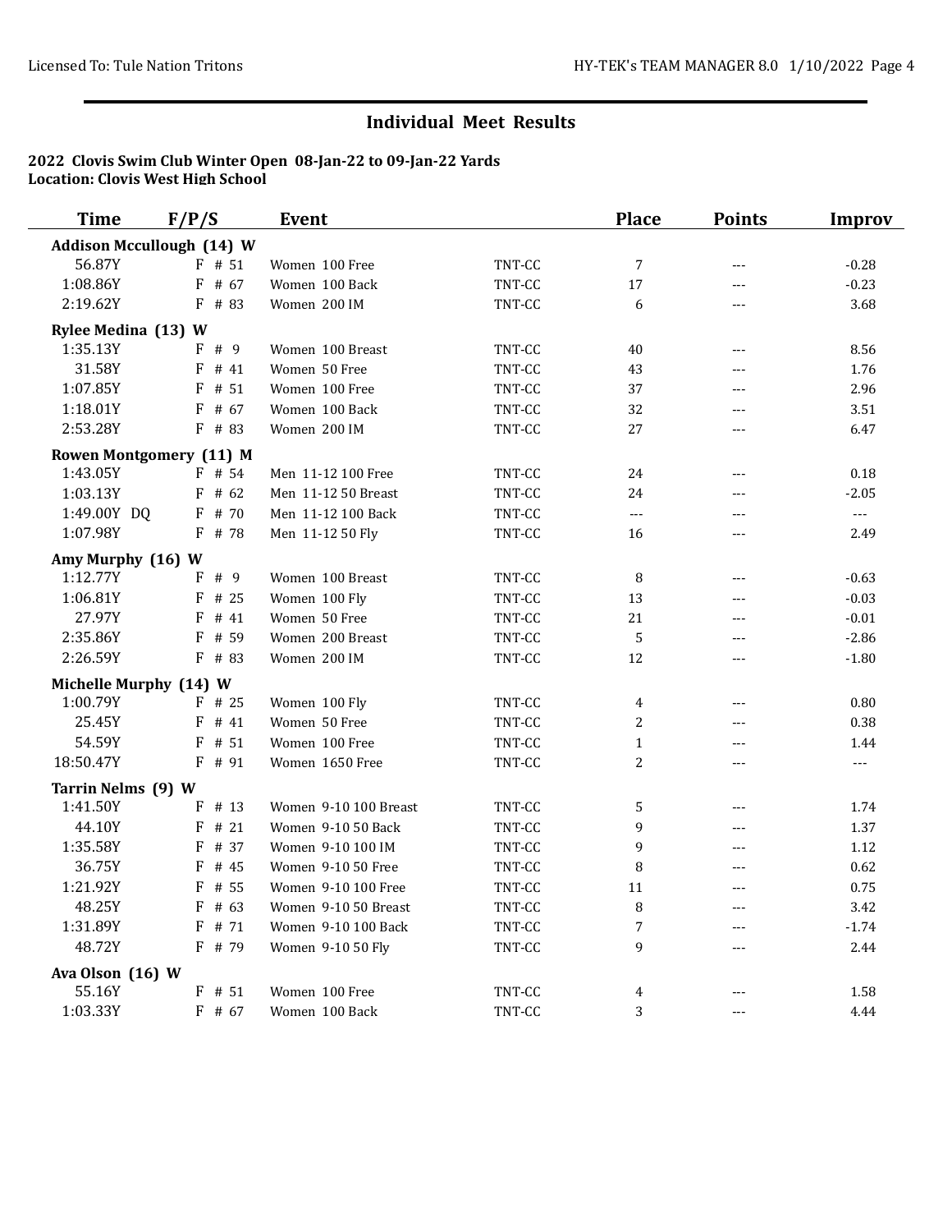## Individual Meet Results

**2022 Clovis Swim Club Winter Open 08-Jan-22 to 09-Jan-22 Yards**
**Location: Clovis West High School**

| Time | F/P/S | Event | | Place | Points | Improv |
|---|---|---|---|---|---|---|
| **Addison Mccullough (14) W** | | | | | | |
| 56.87Y | F # 51 | Women 100 Free | TNT-CC | 7 | --- | -0.28 |
| 1:08.86Y | F # 67 | Women 100 Back | TNT-CC | 17 | --- | -0.23 |
| 2:19.62Y | F # 83 | Women 200 IM | TNT-CC | 6 | --- | 3.68 |
| **Rylee Medina (13) W** | | | | | | |
| 1:35.13Y | F # 9 | Women 100 Breast | TNT-CC | 40 | --- | 8.56 |
| 31.58Y | F # 41 | Women 50 Free | TNT-CC | 43 | --- | 1.76 |
| 1:07.85Y | F # 51 | Women 100 Free | TNT-CC | 37 | --- | 2.96 |
| 1:18.01Y | F # 67 | Women 100 Back | TNT-CC | 32 | --- | 3.51 |
| 2:53.28Y | F # 83 | Women 200 IM | TNT-CC | 27 | --- | 6.47 |
| **Rowen Montgomery (11) M** | | | | | | |
| 1:43.05Y | F # 54 | Men 11-12 100 Free | TNT-CC | 24 | --- | 0.18 |
| 1:03.13Y | F # 62 | Men 11-12 50 Breast | TNT-CC | 24 | --- | -2.05 |
| 1:49.00Y DQ | F # 70 | Men 11-12 100 Back | TNT-CC | --- | --- | --- |
| 1:07.98Y | F # 78 | Men 11-12 50 Fly | TNT-CC | 16 | --- | 2.49 |
| **Amy Murphy (16) W** | | | | | | |
| 1:12.77Y | F # 9 | Women 100 Breast | TNT-CC | 8 | --- | -0.63 |
| 1:06.81Y | F # 25 | Women 100 Fly | TNT-CC | 13 | --- | -0.03 |
| 27.97Y | F # 41 | Women 50 Free | TNT-CC | 21 | --- | -0.01 |
| 2:35.86Y | F # 59 | Women 200 Breast | TNT-CC | 5 | --- | -2.86 |
| 2:26.59Y | F # 83 | Women 200 IM | TNT-CC | 12 | --- | -1.80 |
| **Michelle Murphy (14) W** | | | | | | |
| 1:00.79Y | F # 25 | Women 100 Fly | TNT-CC | 4 | --- | 0.80 |
| 25.45Y | F # 41 | Women 50 Free | TNT-CC | 2 | --- | 0.38 |
| 54.59Y | F # 51 | Women 100 Free | TNT-CC | 1 | --- | 1.44 |
| 18:50.47Y | F # 91 | Women 1650 Free | TNT-CC | 2 | --- | --- |
| **Tarrin Nelms (9) W** | | | | | | |
| 1:41.50Y | F # 13 | Women 9-10 100 Breast | TNT-CC | 5 | --- | 1.74 |
| 44.10Y | F # 21 | Women 9-10 50 Back | TNT-CC | 9 | --- | 1.37 |
| 1:35.58Y | F # 37 | Women 9-10 100 IM | TNT-CC | 9 | --- | 1.12 |
| 36.75Y | F # 45 | Women 9-10 50 Free | TNT-CC | 8 | --- | 0.62 |
| 1:21.92Y | F # 55 | Women 9-10 100 Free | TNT-CC | 11 | --- | 0.75 |
| 48.25Y | F # 63 | Women 9-10 50 Breast | TNT-CC | 8 | --- | 3.42 |
| 1:31.89Y | F # 71 | Women 9-10 100 Back | TNT-CC | 7 | --- | -1.74 |
| 48.72Y | F # 79 | Women 9-10 50 Fly | TNT-CC | 9 | --- | 2.44 |
| **Ava Olson (16) W** | | | | | | |
| 55.16Y | F # 51 | Women 100 Free | TNT-CC | 4 | --- | 1.58 |
| 1:03.33Y | F # 67 | Women 100 Back | TNT-CC | 3 | --- | 4.44 |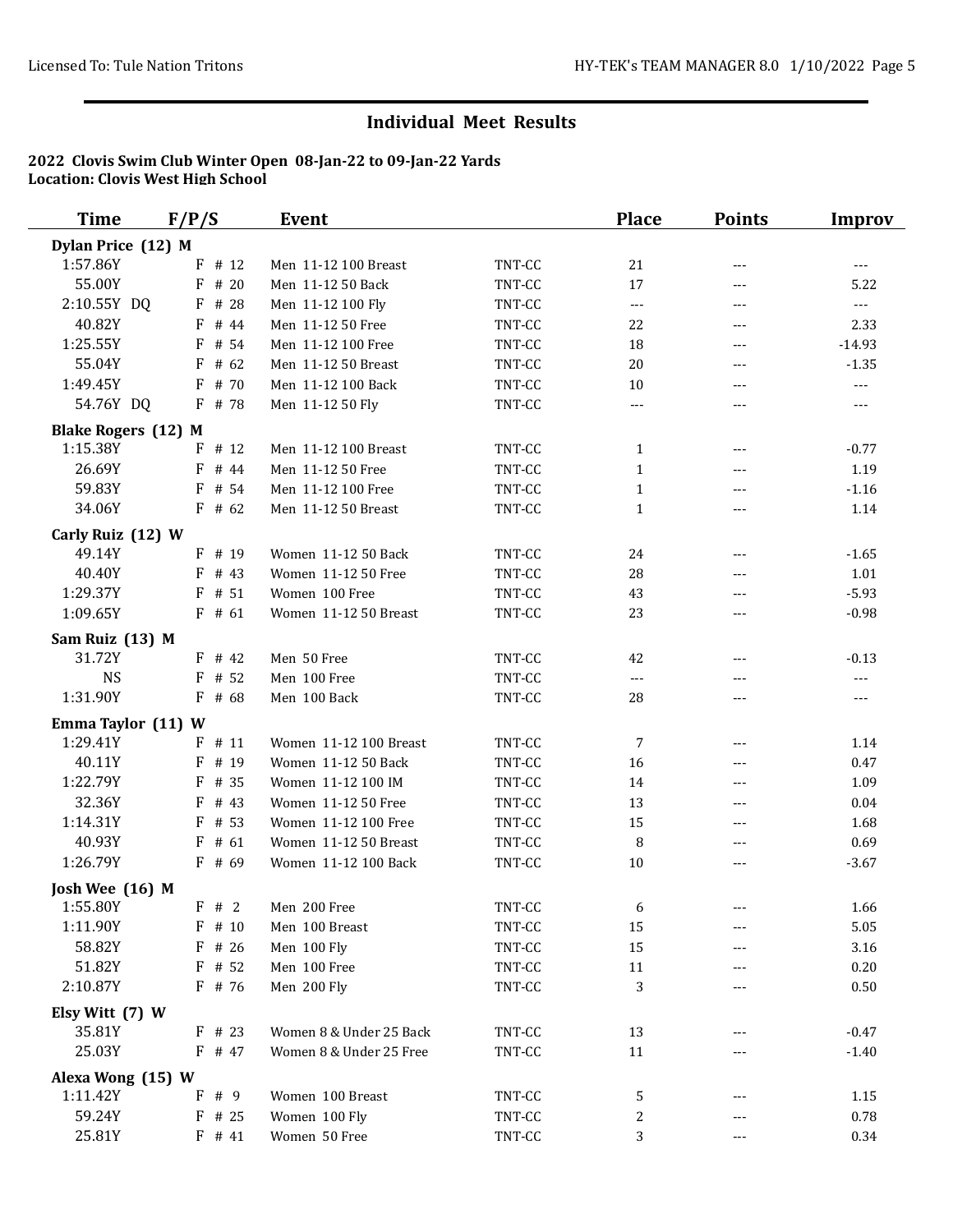## Individual Meet Results

**2022 Clovis Swim Club Winter Open 08-Jan-22 to 09-Jan-22 Yards**
**Location: Clovis West High School**

| Time | F/P/S | Event | | Place | Points | Improv |
|---|---|---|---|---|---|---|
| **Dylan Price (12) M** | | | | | | |
| 1:57.86Y | F # 12 | Men 11-12 100 Breast | TNT-CC | 21 | --- | --- |
| 55.00Y | F # 20 | Men 11-12 50 Back | TNT-CC | 17 | --- | 5.22 |
| 2:10.55Y DQ | F # 28 | Men 11-12 100 Fly | TNT-CC | --- | --- | --- |
| 40.82Y | F # 44 | Men 11-12 50 Free | TNT-CC | 22 | --- | 2.33 |
| 1:25.55Y | F # 54 | Men 11-12 100 Free | TNT-CC | 18 | --- | -14.93 |
| 55.04Y | F # 62 | Men 11-12 50 Breast | TNT-CC | 20 | --- | -1.35 |
| 1:49.45Y | F # 70 | Men 11-12 100 Back | TNT-CC | 10 | --- | --- |
| 54.76Y DQ | F # 78 | Men 11-12 50 Fly | TNT-CC | --- | --- | --- |
| **Blake Rogers (12) M** | | | | | | |
| 1:15.38Y | F # 12 | Men 11-12 100 Breast | TNT-CC | 1 | --- | -0.77 |
| 26.69Y | F # 44 | Men 11-12 50 Free | TNT-CC | 1 | --- | 1.19 |
| 59.83Y | F # 54 | Men 11-12 100 Free | TNT-CC | 1 | --- | -1.16 |
| 34.06Y | F # 62 | Men 11-12 50 Breast | TNT-CC | 1 | --- | 1.14 |
| **Carly Ruiz (12) W** | | | | | | |
| 49.14Y | F # 19 | Women 11-12 50 Back | TNT-CC | 24 | --- | -1.65 |
| 40.40Y | F # 43 | Women 11-12 50 Free | TNT-CC | 28 | --- | 1.01 |
| 1:29.37Y | F # 51 | Women 100 Free | TNT-CC | 43 | --- | -5.93 |
| 1:09.65Y | F # 61 | Women 11-12 50 Breast | TNT-CC | 23 | --- | -0.98 |
| **Sam Ruiz (13) M** | | | | | | |
| 31.72Y | F # 42 | Men 50 Free | TNT-CC | 42 | --- | -0.13 |
| NS | F # 52 | Men 100 Free | TNT-CC | --- | --- | --- |
| 1:31.90Y | F # 68 | Men 100 Back | TNT-CC | 28 | --- | --- |
| **Emma Taylor (11) W** | | | | | | |
| 1:29.41Y | F # 11 | Women 11-12 100 Breast | TNT-CC | 7 | --- | 1.14 |
| 40.11Y | F # 19 | Women 11-12 50 Back | TNT-CC | 16 | --- | 0.47 |
| 1:22.79Y | F # 35 | Women 11-12 100 IM | TNT-CC | 14 | --- | 1.09 |
| 32.36Y | F # 43 | Women 11-12 50 Free | TNT-CC | 13 | --- | 0.04 |
| 1:14.31Y | F # 53 | Women 11-12 100 Free | TNT-CC | 15 | --- | 1.68 |
| 40.93Y | F # 61 | Women 11-12 50 Breast | TNT-CC | 8 | --- | 0.69 |
| 1:26.79Y | F # 69 | Women 11-12 100 Back | TNT-CC | 10 | --- | -3.67 |
| **Josh Wee (16) M** | | | | | | |
| 1:55.80Y | F # 2 | Men 200 Free | TNT-CC | 6 | --- | 1.66 |
| 1:11.90Y | F # 10 | Men 100 Breast | TNT-CC | 15 | --- | 5.05 |
| 58.82Y | F # 26 | Men 100 Fly | TNT-CC | 15 | --- | 3.16 |
| 51.82Y | F # 52 | Men 100 Free | TNT-CC | 11 | --- | 0.20 |
| 2:10.87Y | F # 76 | Men 200 Fly | TNT-CC | 3 | --- | 0.50 |
| **Elsy Witt (7) W** | | | | | | |
| 35.81Y | F # 23 | Women 8 & Under 25 Back | TNT-CC | 13 | --- | -0.47 |
| 25.03Y | F # 47 | Women 8 & Under 25 Free | TNT-CC | 11 | --- | -1.40 |
| **Alexa Wong (15) W** | | | | | | |
| 1:11.42Y | F # 9 | Women 100 Breast | TNT-CC | 5 | --- | 1.15 |
| 59.24Y | F # 25 | Women 100 Fly | TNT-CC | 2 | --- | 0.78 |
| 25.81Y | F # 41 | Women 50 Free | TNT-CC | 3 | --- | 0.34 |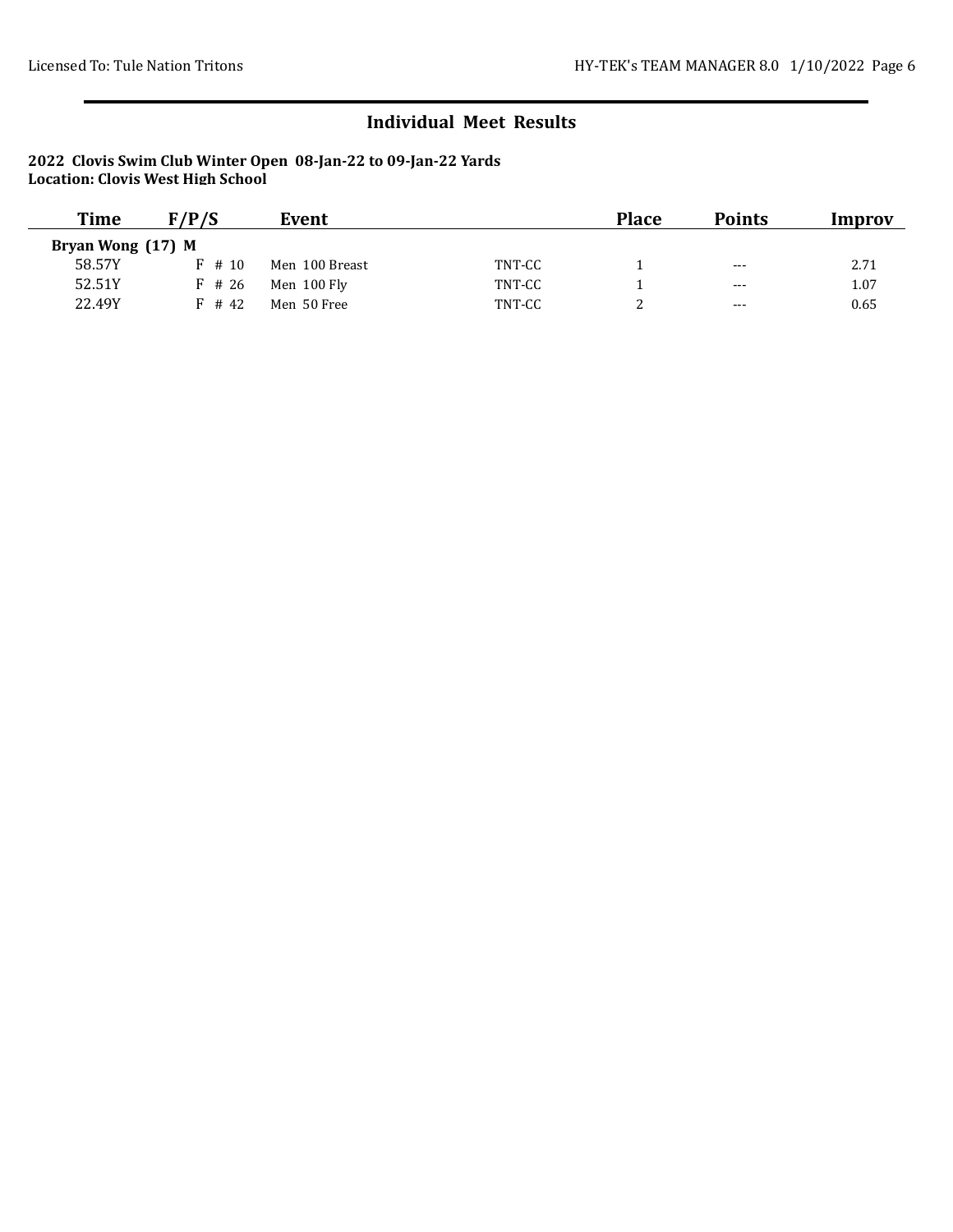## Individual Meet Results

**2022 Clovis Swim Club Winter Open 08-Jan-22 to 09-Jan-22 Yards**
**Location: Clovis West High School**

| Time | F/P/S | Event | | Place | Points | Improv |
|---|---|---|---|---|---|---|
| **Bryan Wong (17) M** | | | | | | |
| 58.57Y | F # 10 | Men 100 Breast | TNT-CC | 1 | --- | 2.71 |
| 52.51Y | F # 26 | Men 100 Fly | TNT-CC | 1 | --- | 1.07 |
| 22.49Y | F # 42 | Men 50 Free | TNT-CC | 2 | --- | 0.65 |